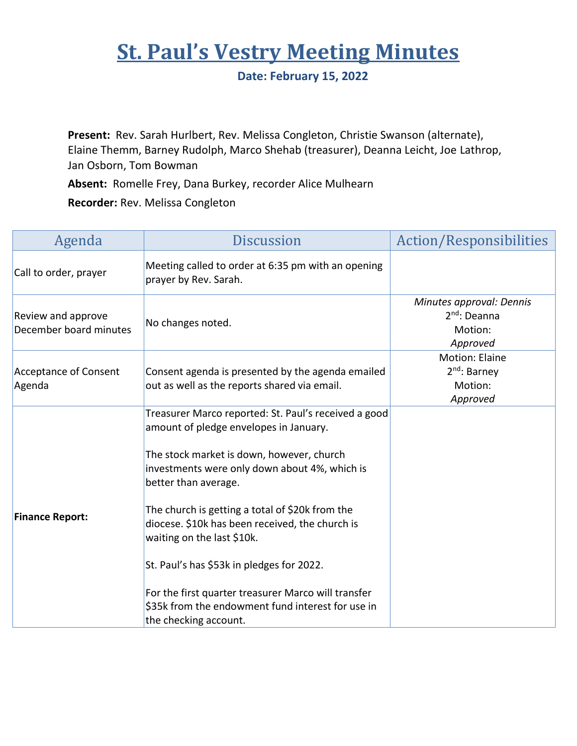# St. Paul's Vestry Meeting Minutes

**Date: February 15, 2022**

**Present:** Rev. Sarah Hurlbert, Rev. Melissa Congleton, Christie Swanson (alternate), Elaine Themm, Barney Rudolph, Marco Shehab (treasurer), Deanna Leicht, Joe Lathrop, Jan Osborn, Tom Bowman

**Absent:** Romelle Frey, Dana Burkey, recorder Alice Mulhearn

**Recorder:** Rev. Melissa Congleton

| Agenda | Discussion | Action/Responsibilities |
| --- | --- | --- |
| Call to order, prayer | Meeting called to order at 6:35 pm with an opening prayer by Rev. Sarah. | |
| Review and approve December board minutes | No changes noted. | *Minutes approval: Dennis*<br>2nd: Deanna<br>Motion:<br>*Approved* |
| Acceptance of Consent Agenda | Consent agenda is presented by the agenda emailed out as well as the reports shared via email. | Motion: Elaine<br>2nd: Barney<br>Motion:<br>*Approved* |
| **Finance Report:** | Treasurer Marco reported: St. Paul's received a good amount of pledge envelopes in January.<br><br>The stock market is down, however, church investments were only down about 4%, which is better than average.<br><br>The church is getting a total of $20k from the diocese. $10k has been received, the church is waiting on the last $10k.<br><br>St. Paul's has $53k in pledges for 2022.<br><br>For the first quarter treasurer Marco will transfer $35k from the endowment fund interest for use in the checking account. | |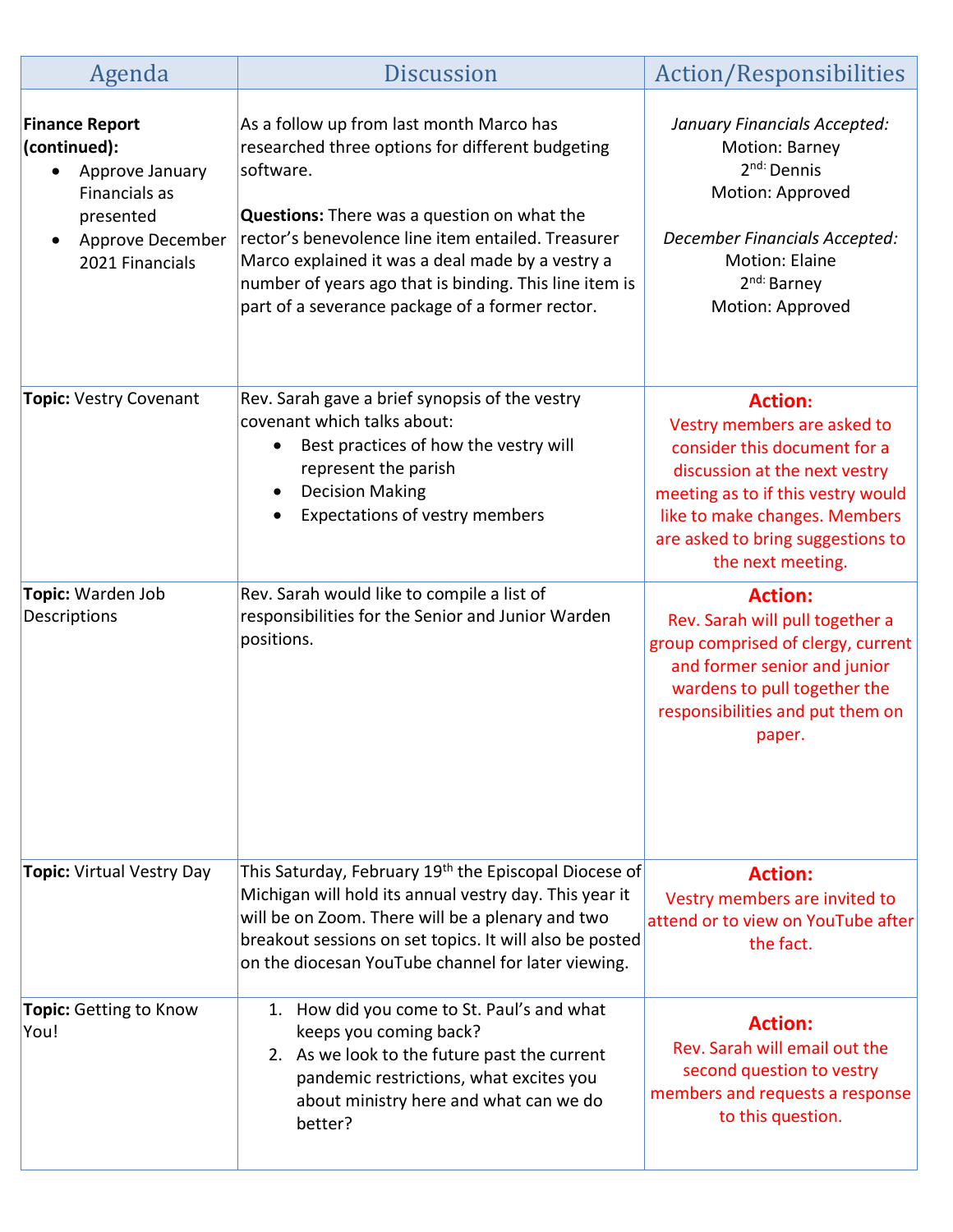| Agenda | Discussion | Action/Responsibilities |
| --- | --- | --- |
| **Finance Report (continued):** <br>• Approve January Financials as presented<br>• Approve December 2021 Financials | As a follow up from last month Marco has researched three options for different budgeting software.<br><br>**Questions:** There was a question on what the rector's benevolence line item entailed. Treasurer Marco explained it was a deal made by a vestry a number of years ago that is binding. This line item is part of a severance package of a former rector. | *January Financials Accepted:*<br>Motion: Barney<br>2nd: Dennis<br>Motion: Approved<br><br>*December Financials Accepted:*<br>Motion: Elaine<br>2nd: Barney<br>Motion: Approved |
| **Topic:** Vestry Covenant | Rev. Sarah gave a brief synopsis of the vestry covenant which talks about:<br>• Best practices of how the vestry will represent the parish<br>• Decision Making<br>• Expectations of vestry members | **Action:**<br>Vestry members are asked to consider this document for a discussion at the next vestry meeting as to if this vestry would like to make changes. Members are asked to bring suggestions to the next meeting. |
| **Topic:** Warden Job Descriptions | Rev. Sarah would like to compile a list of responsibilities for the Senior and Junior Warden positions. | **Action:**<br>Rev. Sarah will pull together a group comprised of clergy, current and former senior and junior wardens to pull together the responsibilities and put them on paper. |
| **Topic:** Virtual Vestry Day | This Saturday, February 19th the Episcopal Diocese of Michigan will hold its annual vestry day. This year it will be on Zoom. There will be a plenary and two breakout sessions on set topics. It will also be posted on the diocesan YouTube channel for later viewing. | **Action:**<br>Vestry members are invited to attend or to view on YouTube after the fact. |
| **Topic:** Getting to Know You! | 1. How did you come to St. Paul's and what keeps you coming back?<br>2. As we look to the future past the current pandemic restrictions, what excites you about ministry here and what can we do better? | **Action:**<br>Rev. Sarah will email out the second question to vestry members and requests a response to this question. |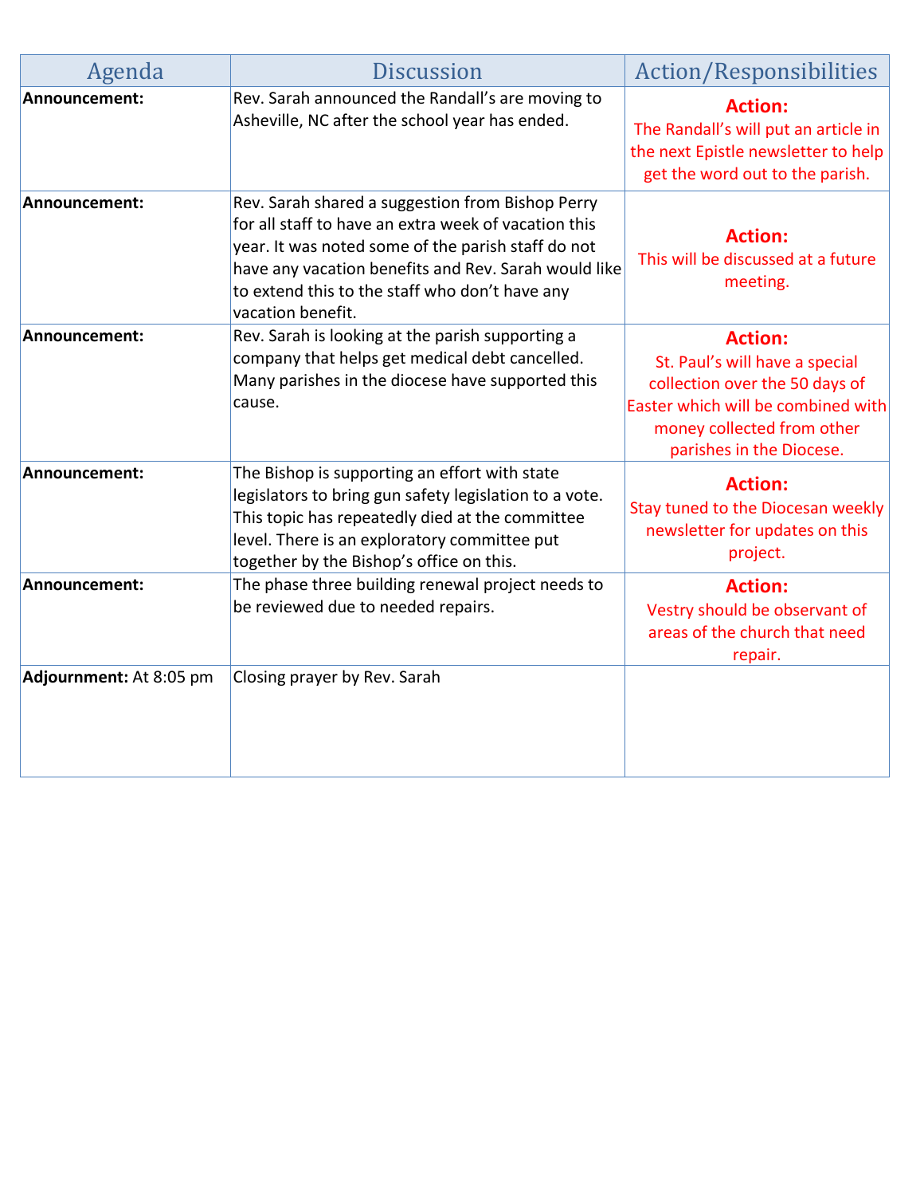| Agenda | Discussion | Action/Responsibilities |
|---|---|---|
| **Announcement:** | Rev. Sarah announced the Randall's are moving to Asheville, NC after the school year has ended. | **Action:** The Randall's will put an article in the next Epistle newsletter to help get the word out to the parish. |
| **Announcement:** | Rev. Sarah shared a suggestion from Bishop Perry for all staff to have an extra week of vacation this year. It was noted some of the parish staff do not have any vacation benefits and Rev. Sarah would like to extend this to the staff who don't have any vacation benefit. | **Action:** This will be discussed at a future meeting. |
| **Announcement:** | Rev. Sarah is looking at the parish supporting a company that helps get medical debt cancelled. Many parishes in the diocese have supported this cause. | **Action:** St. Paul's will have a special collection over the 50 days of Easter which will be combined with money collected from other parishes in the Diocese. |
| **Announcement:** | The Bishop is supporting an effort with state legislators to bring gun safety legislation to a vote. This topic has repeatedly died at the committee level. There is an exploratory committee put together by the Bishop's office on this. | **Action:** Stay tuned to the Diocesan weekly newsletter for updates on this project. |
| **Announcement:** | The phase three building renewal project needs to be reviewed due to needed repairs. | **Action:** Vestry should be observant of areas of the church that need repair. |
| **Adjournment:** At 8:05 pm | Closing prayer by Rev. Sarah | |